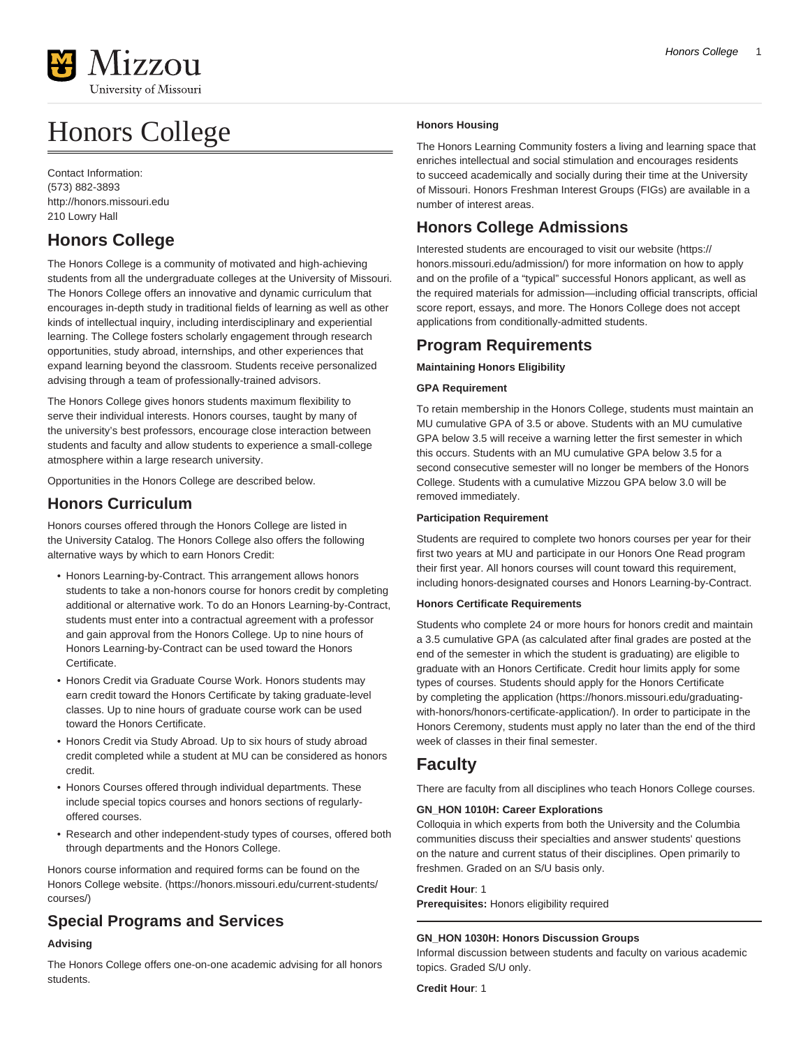# Honors College

Contact Information:
(573) 882-3893
http://honors.missouri.edu
210 Lowry Hall

## Honors College

The Honors College is a community of motivated and high-achieving students from all the undergraduate colleges at the University of Missouri. The Honors College offers an innovative and dynamic curriculum that encourages in-depth study in traditional fields of learning as well as other kinds of intellectual inquiry, including interdisciplinary and experiential learning. The College fosters scholarly engagement through research opportunities, study abroad, internships, and other experiences that expand learning beyond the classroom. Students receive personalized advising through a team of professionally-trained advisors.

The Honors College gives honors students maximum flexibility to serve their individual interests. Honors courses, taught by many of the university's best professors, encourage close interaction between students and faculty and allow students to experience a small-college atmosphere within a large research university.

Opportunities in the Honors College are described below.

## Honors Curriculum

Honors courses offered through the Honors College are listed in the University Catalog. The Honors College also offers the following alternative ways by which to earn Honors Credit:

- Honors Learning-by-Contract. This arrangement allows honors students to take a non-honors course for honors credit by completing additional or alternative work. To do an Honors Learning-by-Contract, students must enter into a contractual agreement with a professor and gain approval from the Honors College. Up to nine hours of Honors Learning-by-Contract can be used toward the Honors Certificate.
- Honors Credit via Graduate Course Work. Honors students may earn credit toward the Honors Certificate by taking graduate-level classes. Up to nine hours of graduate course work can be used toward the Honors Certificate.
- Honors Credit via Study Abroad. Up to six hours of study abroad credit completed while a student at MU can be considered as honors credit.
- Honors Courses offered through individual departments. These include special topics courses and honors sections of regularly-offered courses.
- Research and other independent-study types of courses, offered both through departments and the Honors College.

Honors course information and required forms can be found on the Honors College website. (https://honors.missouri.edu/current-students/courses/)

## Special Programs and Services

#### Advising

The Honors College offers one-on-one academic advising for all honors students.

#### Honors Housing

The Honors Learning Community fosters a living and learning space that enriches intellectual and social stimulation and encourages residents to succeed academically and socially during their time at the University of Missouri. Honors Freshman Interest Groups (FIGs) are available in a number of interest areas.

## Honors College Admissions

Interested students are encouraged to visit our website (https://honors.missouri.edu/admission/) for more information on how to apply and on the profile of a "typical" successful Honors applicant, as well as the required materials for admission—including official transcripts, official score report, essays, and more. The Honors College does not accept applications from conditionally-admitted students.

## Program Requirements

#### Maintaining Honors Eligibility

#### GPA Requirement

To retain membership in the Honors College, students must maintain an MU cumulative GPA of 3.5 or above. Students with an MU cumulative GPA below 3.5 will receive a warning letter the first semester in which this occurs. Students with an MU cumulative GPA below 3.5 for a second consecutive semester will no longer be members of the Honors College. Students with a cumulative Mizzou GPA below 3.0 will be removed immediately.

#### Participation Requirement

Students are required to complete two honors courses per year for their first two years at MU and participate in our Honors One Read program their first year. All honors courses will count toward this requirement, including honors-designated courses and Honors Learning-by-Contract.

#### Honors Certificate Requirements

Students who complete 24 or more hours for honors credit and maintain a 3.5 cumulative GPA (as calculated after final grades are posted at the end of the semester in which the student is graduating) are eligible to graduate with an Honors Certificate. Credit hour limits apply for some types of courses. Students should apply for the Honors Certificate by completing the application (https://honors.missouri.edu/graduating-with-honors/honors-certificate-application/). In order to participate in the Honors Ceremony, students must apply no later than the end of the third week of classes in their final semester.

## Faculty

There are faculty from all disciplines who teach Honors College courses.

**GN_HON 1010H: Career Explorations**
Colloquia in which experts from both the University and the Columbia communities discuss their specialties and answer students' questions on the nature and current status of their disciplines. Open primarily to freshmen. Graded on an S/U basis only.

**Credit Hour**: 1
**Prerequisites:** Honors eligibility required

---

**GN_HON 1030H: Honors Discussion Groups**
Informal discussion between students and faculty on various academic topics. Graded S/U only.

**Credit Hour**: 1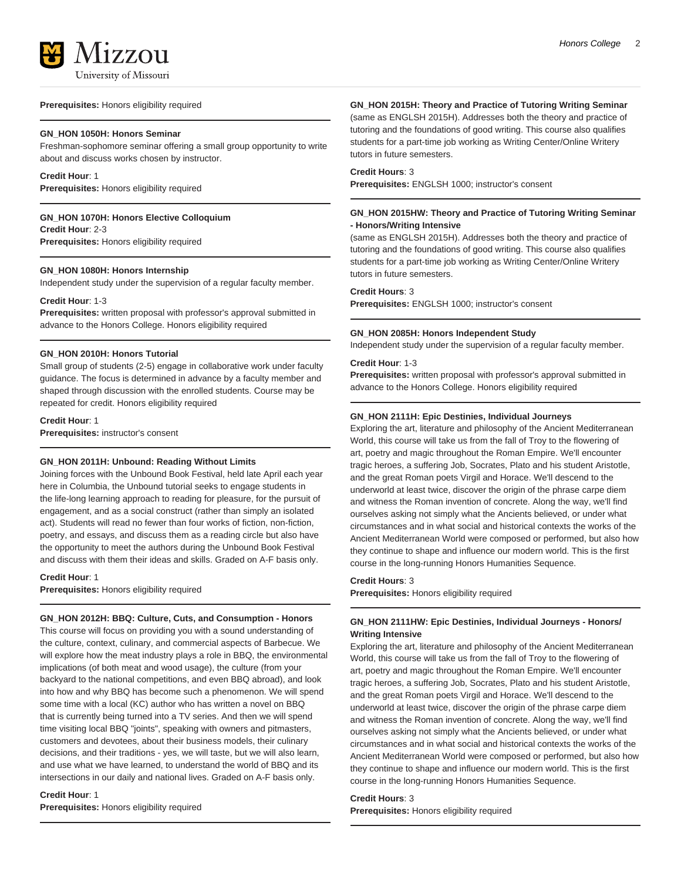**Prerequisites:** Honors eligibility required

### GN_HON 1050H: Honors Seminar

Freshman-sophomore seminar offering a small group opportunity to write about and discuss works chosen by instructor.

**Credit Hour**: 1
**Prerequisites:** Honors eligibility required

### GN_HON 1070H: Honors Elective Colloquium

**Credit Hour**: 2-3
**Prerequisites:** Honors eligibility required

### GN_HON 1080H: Honors Internship

Independent study under the supervision of a regular faculty member.

**Credit Hour**: 1-3
**Prerequisites:** written proposal with professor's approval submitted in advance to the Honors College. Honors eligibility required

### GN_HON 2010H: Honors Tutorial

Small group of students (2-5) engage in collaborative work under faculty guidance. The focus is determined in advance by a faculty member and shaped through discussion with the enrolled students. Course may be repeated for credit. Honors eligibility required

**Credit Hour**: 1
**Prerequisites:** instructor's consent

### GN_HON 2011H: Unbound: Reading Without Limits

Joining forces with the Unbound Book Festival, held late April each year here in Columbia, the Unbound tutorial seeks to engage students in the life-long learning approach to reading for pleasure, for the pursuit of engagement, and as a social construct (rather than simply an isolated act). Students will read no fewer than four works of fiction, non-fiction, poetry, and essays, and discuss them as a reading circle but also have the opportunity to meet the authors during the Unbound Book Festival and discuss with them their ideas and skills. Graded on A-F basis only.

**Credit Hour**: 1
**Prerequisites:** Honors eligibility required

### GN_HON 2012H: BBQ: Culture, Cuts, and Consumption - Honors

This course will focus on providing you with a sound understanding of the culture, context, culinary, and commercial aspects of Barbecue. We will explore how the meat industry plays a role in BBQ, the environmental implications (of both meat and wood usage), the culture (from your backyard to the national competitions, and even BBQ abroad), and look into how and why BBQ has become such a phenomenon. We will spend some time with a local (KC) author who has written a novel on BBQ that is currently being turned into a TV series. And then we will spend time visiting local BBQ "joints", speaking with owners and pitmasters, customers and devotees, about their business models, their culinary decisions, and their traditions - yes, we will taste, but we will also learn, and use what we have learned, to understand the world of BBQ and its intersections in our daily and national lives. Graded on A-F basis only.

**Credit Hour**: 1
**Prerequisites:** Honors eligibility required

### GN_HON 2015H: Theory and Practice of Tutoring Writing Seminar

(same as ENGLSH 2015H). Addresses both the theory and practice of tutoring and the foundations of good writing. This course also qualifies students for a part-time job working as Writing Center/Online Writery tutors in future semesters.

**Credit Hours**: 3
**Prerequisites:** ENGLSH 1000; instructor's consent

### GN_HON 2015HW: Theory and Practice of Tutoring Writing Seminar - Honors/Writing Intensive

(same as ENGLSH 2015H). Addresses both the theory and practice of tutoring and the foundations of good writing. This course also qualifies students for a part-time job working as Writing Center/Online Writery tutors in future semesters.

**Credit Hours**: 3
**Prerequisites:** ENGLSH 1000; instructor's consent

### GN_HON 2085H: Honors Independent Study

Independent study under the supervision of a regular faculty member.

**Credit Hour**: 1-3
**Prerequisites:** written proposal with professor's approval submitted in advance to the Honors College. Honors eligibility required

### GN_HON 2111H: Epic Destinies, Individual Journeys

Exploring the art, literature and philosophy of the Ancient Mediterranean World, this course will take us from the fall of Troy to the flowering of art, poetry and magic throughout the Roman Empire. We'll encounter tragic heroes, a suffering Job, Socrates, Plato and his student Aristotle, and the great Roman poets Virgil and Horace. We'll descend to the underworld at least twice, discover the origin of the phrase carpe diem and witness the Roman invention of concrete. Along the way, we'll find ourselves asking not simply what the Ancients believed, or under what circumstances and in what social and historical contexts the works of the Ancient Mediterranean World were composed or performed, but also how they continue to shape and influence our modern world. This is the first course in the long-running Honors Humanities Sequence.

**Credit Hours**: 3
**Prerequisites:** Honors eligibility required

### GN_HON 2111HW: Epic Destinies, Individual Journeys - Honors/Writing Intensive

Exploring the art, literature and philosophy of the Ancient Mediterranean World, this course will take us from the fall of Troy to the flowering of art, poetry and magic throughout the Roman Empire. We'll encounter tragic heroes, a suffering Job, Socrates, Plato and his student Aristotle, and the great Roman poets Virgil and Horace. We'll descend to the underworld at least twice, discover the origin of the phrase carpe diem and witness the Roman invention of concrete. Along the way, we'll find ourselves asking not simply what the Ancients believed, or under what circumstances and in what social and historical contexts the works of the Ancient Mediterranean World were composed or performed, but also how they continue to shape and influence our modern world. This is the first course in the long-running Honors Humanities Sequence.

**Credit Hours**: 3
**Prerequisites:** Honors eligibility required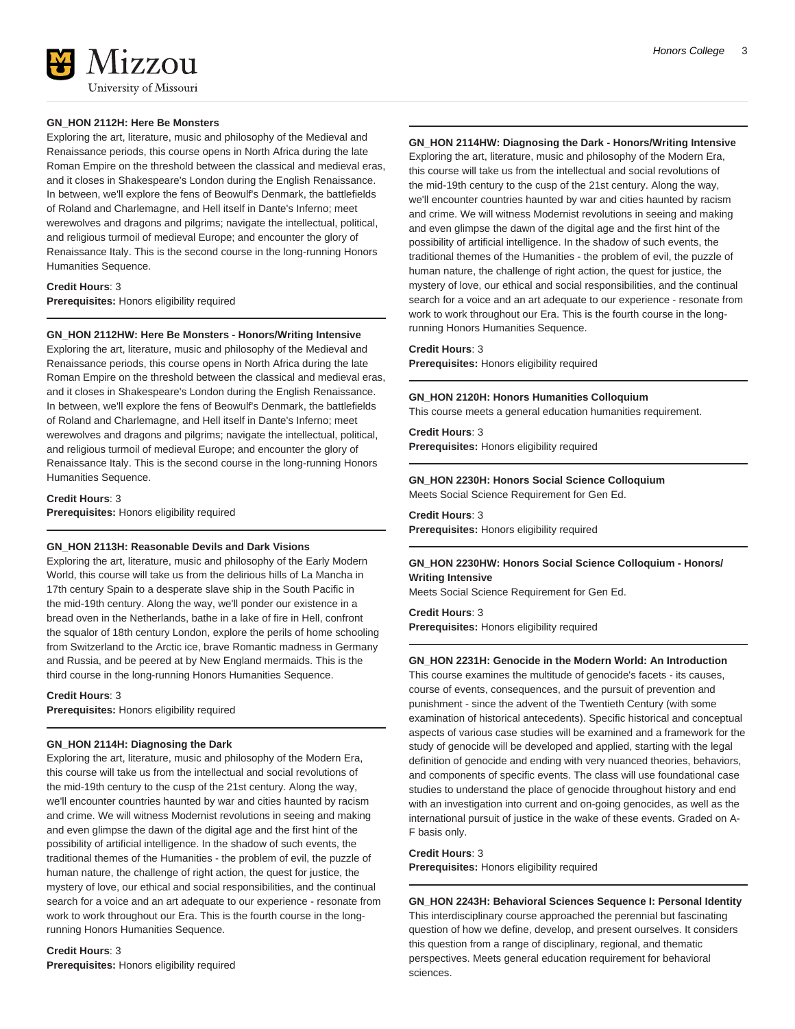### GN_HON 2112H: Here Be Monsters

Exploring the art, literature, music and philosophy of the Medieval and Renaissance periods, this course opens in North Africa during the late Roman Empire on the threshold between the classical and medieval eras, and it closes in Shakespeare's London during the English Renaissance. In between, we'll explore the fens of Beowulf's Denmark, the battlefields of Roland and Charlemagne, and Hell itself in Dante's Inferno; meet werewolves and dragons and pilgrims; navigate the intellectual, political, and religious turmoil of medieval Europe; and encounter the glory of Renaissance Italy. This is the second course in the long-running Honors Humanities Sequence.

**Credit Hours**: 3
**Prerequisites:** Honors eligibility required

### GN_HON 2112HW: Here Be Monsters - Honors/Writing Intensive

Exploring the art, literature, music and philosophy of the Medieval and Renaissance periods, this course opens in North Africa during the late Roman Empire on the threshold between the classical and medieval eras, and it closes in Shakespeare's London during the English Renaissance. In between, we'll explore the fens of Beowulf's Denmark, the battlefields of Roland and Charlemagne, and Hell itself in Dante's Inferno; meet werewolves and dragons and pilgrims; navigate the intellectual, political, and religious turmoil of medieval Europe; and encounter the glory of Renaissance Italy. This is the second course in the long-running Honors Humanities Sequence.

**Credit Hours**: 3
**Prerequisites:** Honors eligibility required

### GN_HON 2113H: Reasonable Devils and Dark Visions

Exploring the art, literature, music and philosophy of the Early Modern World, this course will take us from the delirious hills of La Mancha in 17th century Spain to a desperate slave ship in the South Pacific in the mid-19th century. Along the way, we'll ponder our existence in a bread oven in the Netherlands, bathe in a lake of fire in Hell, confront the squalor of 18th century London, explore the perils of home schooling from Switzerland to the Arctic ice, brave Romantic madness in Germany and Russia, and be peered at by New England mermaids. This is the third course in the long-running Honors Humanities Sequence.

**Credit Hours**: 3
**Prerequisites:** Honors eligibility required

### GN_HON 2114H: Diagnosing the Dark

Exploring the art, literature, music and philosophy of the Modern Era, this course will take us from the intellectual and social revolutions of the mid-19th century to the cusp of the 21st century. Along the way, we'll encounter countries haunted by war and cities haunted by racism and crime. We will witness Modernist revolutions in seeing and making and even glimpse the dawn of the digital age and the first hint of the possibility of artificial intelligence. In the shadow of such events, the traditional themes of the Humanities - the problem of evil, the puzzle of human nature, the challenge of right action, the quest for justice, the mystery of love, our ethical and social responsibilities, and the continual search for a voice and an art adequate to our experience - resonate from work to work throughout our Era. This is the fourth course in the long-running Honors Humanities Sequence.

**Credit Hours**: 3
**Prerequisites:** Honors eligibility required

### GN_HON 2114HW: Diagnosing the Dark - Honors/Writing Intensive

Exploring the art, literature, music and philosophy of the Modern Era, this course will take us from the intellectual and social revolutions of the mid-19th century to the cusp of the 21st century. Along the way, we'll encounter countries haunted by war and cities haunted by racism and crime. We will witness Modernist revolutions in seeing and making and even glimpse the dawn of the digital age and the first hint of the possibility of artificial intelligence. In the shadow of such events, the traditional themes of the Humanities - the problem of evil, the puzzle of human nature, the challenge of right action, the quest for justice, the mystery of love, our ethical and social responsibilities, and the continual search for a voice and an art adequate to our experience - resonate from work to work throughout our Era. This is the fourth course in the long-running Honors Humanities Sequence.

**Credit Hours**: 3
**Prerequisites:** Honors eligibility required

### GN_HON 2120H: Honors Humanities Colloquium

This course meets a general education humanities requirement.

**Credit Hours**: 3
**Prerequisites:** Honors eligibility required

### GN_HON 2230H: Honors Social Science Colloquium

Meets Social Science Requirement for Gen Ed.

**Credit Hours**: 3
**Prerequisites:** Honors eligibility required

### GN_HON 2230HW: Honors Social Science Colloquium - Honors/Writing Intensive

Meets Social Science Requirement for Gen Ed.

**Credit Hours**: 3
**Prerequisites:** Honors eligibility required

### GN_HON 2231H: Genocide in the Modern World: An Introduction

This course examines the multitude of genocide's facets - its causes, course of events, consequences, and the pursuit of prevention and punishment - since the advent of the Twentieth Century (with some examination of historical antecedents). Specific historical and conceptual aspects of various case studies will be examined and a framework for the study of genocide will be developed and applied, starting with the legal definition of genocide and ending with very nuanced theories, behaviors, and components of specific events. The class will use foundational case studies to understand the place of genocide throughout history and end with an investigation into current and on-going genocides, as well as the international pursuit of justice in the wake of these events. Graded on A-F basis only.

**Credit Hours**: 3
**Prerequisites:** Honors eligibility required

### GN_HON 2243H: Behavioral Sciences Sequence I: Personal Identity

This interdisciplinary course approached the perennial but fascinating question of how we define, develop, and present ourselves. It considers this question from a range of disciplinary, regional, and thematic perspectives. Meets general education requirement for behavioral sciences.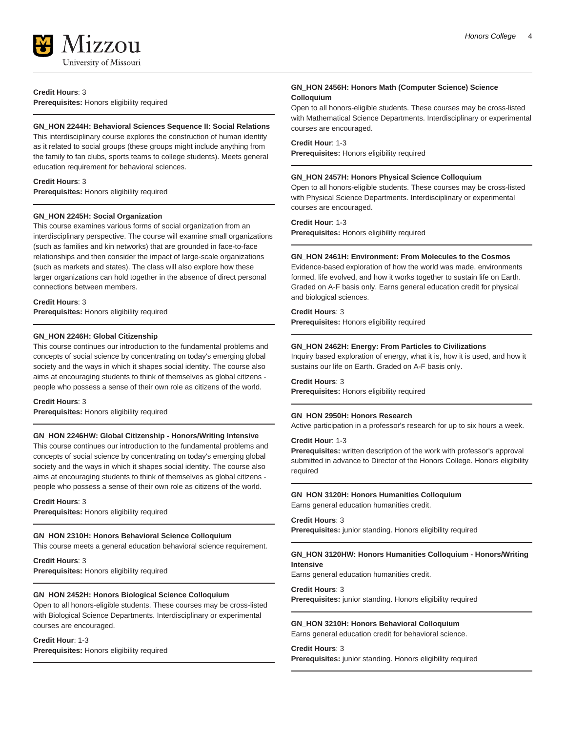**Credit Hours**: 3
**Prerequisites:** Honors eligibility required

**GN_HON 2244H: Behavioral Sciences Sequence II: Social Relations**
This interdisciplinary course explores the construction of human identity as it related to social groups (these groups might include anything from the family to fan clubs, sports teams to college students). Meets general education requirement for behavioral sciences.

**Credit Hours**: 3
**Prerequisites:** Honors eligibility required

**GN_HON 2245H: Social Organization**
This course examines various forms of social organization from an interdisciplinary perspective. The course will examine small organizations (such as families and kin networks) that are grounded in face-to-face relationships and then consider the impact of large-scale organizations (such as markets and states). The class will also explore how these larger organizations can hold together in the absence of direct personal connections between members.

**Credit Hours**: 3
**Prerequisites:** Honors eligibility required

**GN_HON 2246H: Global Citizenship**
This course continues our introduction to the fundamental problems and concepts of social science by concentrating on today's emerging global society and the ways in which it shapes social identity. The course also aims at encouraging students to think of themselves as global citizens - people who possess a sense of their own role as citizens of the world.

**Credit Hours**: 3
**Prerequisites:** Honors eligibility required

**GN_HON 2246HW: Global Citizenship - Honors/Writing Intensive**
This course continues our introduction to the fundamental problems and concepts of social science by concentrating on today's emerging global society and the ways in which it shapes social identity. The course also aims at encouraging students to think of themselves as global citizens - people who possess a sense of their own role as citizens of the world.

**Credit Hours**: 3
**Prerequisites:** Honors eligibility required

**GN_HON 2310H: Honors Behavioral Science Colloquium**
This course meets a general education behavioral science requirement.

**Credit Hours**: 3
**Prerequisites:** Honors eligibility required

**GN_HON 2452H: Honors Biological Science Colloquium**
Open to all honors-eligible students. These courses may be cross-listed with Biological Science Departments. Interdisciplinary or experimental courses are encouraged.

**Credit Hour**: 1-3
**Prerequisites:** Honors eligibility required

**GN_HON 2456H: Honors Math (Computer Science) Science Colloquium**
Open to all honors-eligible students. These courses may be cross-listed with Mathematical Science Departments. Interdisciplinary or experimental courses are encouraged.

**Credit Hour**: 1-3
**Prerequisites:** Honors eligibility required

**GN_HON 2457H: Honors Physical Science Colloquium**
Open to all honors-eligible students. These courses may be cross-listed with Physical Science Departments. Interdisciplinary or experimental courses are encouraged.

**Credit Hour**: 1-3
**Prerequisites:** Honors eligibility required

**GN_HON 2461H: Environment: From Molecules to the Cosmos**
Evidence-based exploration of how the world was made, environments formed, life evolved, and how it works together to sustain life on Earth. Graded on A-F basis only. Earns general education credit for physical and biological sciences.

**Credit Hours**: 3
**Prerequisites:** Honors eligibility required

**GN_HON 2462H: Energy: From Particles to Civilizations**
Inquiry based exploration of energy, what it is, how it is used, and how it sustains our life on Earth. Graded on A-F basis only.

**Credit Hours**: 3
**Prerequisites:** Honors eligibility required

**GN_HON 2950H: Honors Research**
Active participation in a professor's research for up to six hours a week.

**Credit Hour**: 1-3
**Prerequisites:** written description of the work with professor's approval submitted in advance to Director of the Honors College. Honors eligibility required

**GN_HON 3120H: Honors Humanities Colloquium**
Earns general education humanities credit.

**Credit Hours**: 3
**Prerequisites:** junior standing. Honors eligibility required

**GN_HON 3120HW: Honors Humanities Colloquium - Honors/Writing Intensive**
Earns general education humanities credit.

**Credit Hours**: 3
**Prerequisites:** junior standing. Honors eligibility required

**GN_HON 3210H: Honors Behavioral Colloquium**
Earns general education credit for behavioral science.

**Credit Hours**: 3
**Prerequisites:** junior standing. Honors eligibility required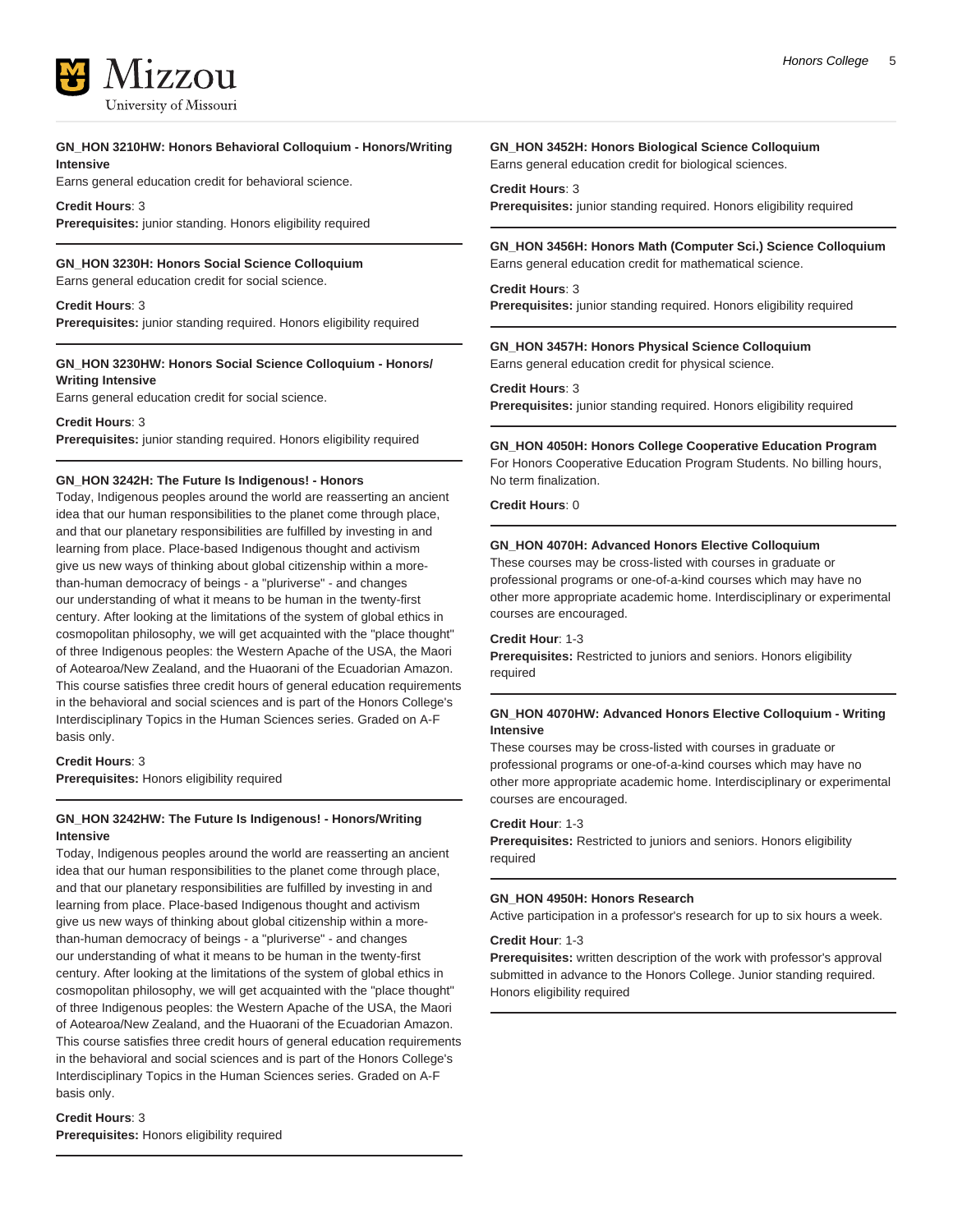#### GN_HON 3210HW: Honors Behavioral Colloquium - Honors/Writing Intensive

Earns general education credit for behavioral science.

**Credit Hours**: 3
**Prerequisites:** junior standing. Honors eligibility required

---

#### GN_HON 3230H: Honors Social Science Colloquium

Earns general education credit for social science.

**Credit Hours**: 3
**Prerequisites:** junior standing required. Honors eligibility required

---

#### GN_HON 3230HW: Honors Social Science Colloquium - Honors/Writing Intensive

Earns general education credit for social science.

**Credit Hours**: 3
**Prerequisites:** junior standing required. Honors eligibility required

---

#### GN_HON 3242H: The Future Is Indigenous! - Honors

Today, Indigenous peoples around the world are reasserting an ancient idea that our human responsibilities to the planet come through place, and that our planetary responsibilities are fulfilled by investing in and learning from place. Place-based Indigenous thought and activism give us new ways of thinking about global citizenship within a more-than-human democracy of beings - a "pluriverse" - and changes our understanding of what it means to be human in the twenty-first century. After looking at the limitations of the system of global ethics in cosmopolitan philosophy, we will get acquainted with the "place thought" of three Indigenous peoples: the Western Apache of the USA, the Maori of Aotearoa/New Zealand, and the Huaorani of the Ecuadorian Amazon. This course satisfies three credit hours of general education requirements in the behavioral and social sciences and is part of the Honors College's Interdisciplinary Topics in the Human Sciences series. Graded on A-F basis only.

**Credit Hours**: 3
**Prerequisites:** Honors eligibility required

---

#### GN_HON 3242HW: The Future Is Indigenous! - Honors/Writing Intensive

Today, Indigenous peoples around the world are reasserting an ancient idea that our human responsibilities to the planet come through place, and that our planetary responsibilities are fulfilled by investing in and learning from place. Place-based Indigenous thought and activism give us new ways of thinking about global citizenship within a more-than-human democracy of beings - a "pluriverse" - and changes our understanding of what it means to be human in the twenty-first century. After looking at the limitations of the system of global ethics in cosmopolitan philosophy, we will get acquainted with the "place thought" of three Indigenous peoples: the Western Apache of the USA, the Maori of Aotearoa/New Zealand, and the Huaorani of the Ecuadorian Amazon. This course satisfies three credit hours of general education requirements in the behavioral and social sciences and is part of the Honors College's Interdisciplinary Topics in the Human Sciences series. Graded on A-F basis only.

**Credit Hours**: 3
**Prerequisites:** Honors eligibility required

---

#### GN_HON 3452H: Honors Biological Science Colloquium

Earns general education credit for biological sciences.

**Credit Hours**: 3
**Prerequisites:** junior standing required. Honors eligibility required

---

#### GN_HON 3456H: Honors Math (Computer Sci.) Science Colloquium

Earns general education credit for mathematical science.

**Credit Hours**: 3
**Prerequisites:** junior standing required. Honors eligibility required

---

#### GN_HON 3457H: Honors Physical Science Colloquium

Earns general education credit for physical science.

**Credit Hours**: 3
**Prerequisites:** junior standing required. Honors eligibility required

---

#### GN_HON 4050H: Honors College Cooperative Education Program

For Honors Cooperative Education Program Students. No billing hours, No term finalization.

**Credit Hours**: 0

---

#### GN_HON 4070H: Advanced Honors Elective Colloquium

These courses may be cross-listed with courses in graduate or professional programs or one-of-a-kind courses which may have no other more appropriate academic home. Interdisciplinary or experimental courses are encouraged.

**Credit Hour**: 1-3
**Prerequisites:** Restricted to juniors and seniors. Honors eligibility required

---

#### GN_HON 4070HW: Advanced Honors Elective Colloquium - Writing Intensive

These courses may be cross-listed with courses in graduate or professional programs or one-of-a-kind courses which may have no other more appropriate academic home. Interdisciplinary or experimental courses are encouraged.

**Credit Hour**: 1-3
**Prerequisites:** Restricted to juniors and seniors. Honors eligibility required

---

#### GN_HON 4950H: Honors Research

Active participation in a professor's research for up to six hours a week.

**Credit Hour**: 1-3
**Prerequisites:** written description of the work with professor's approval submitted in advance to the Honors College. Junior standing required. Honors eligibility required